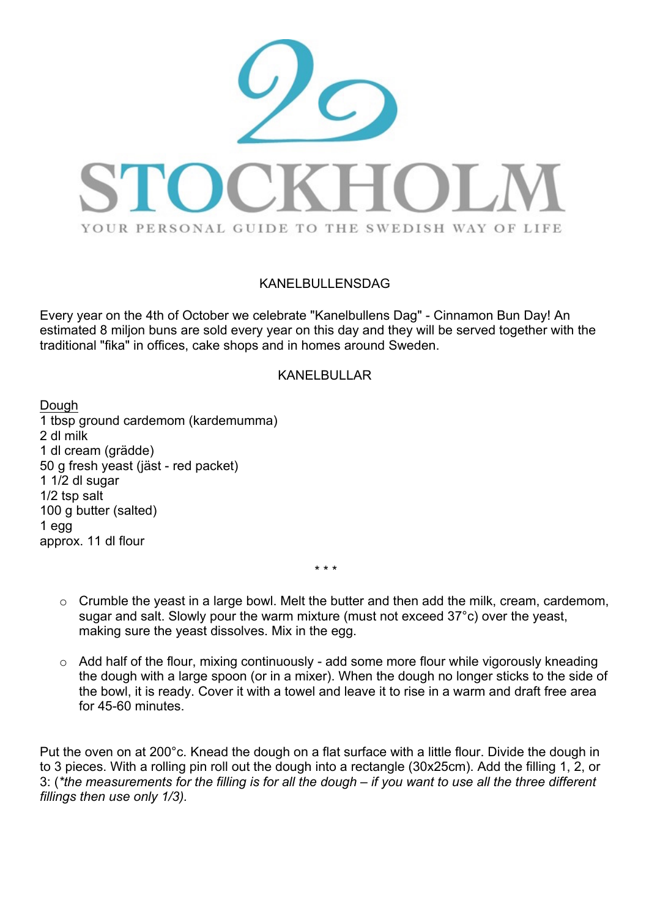# 2 STOCKHOLM

YOUR PERSONAL GUIDE TO THE SWEDISH WAY OF LIFE

## KANELBULLENSDAG

Every year on the 4th of October we celebrate "Kanelbullens Dag" - Cinnamon Bun Day! An estimated 8 miljon buns are sold every year on this day and they will be served together with the traditional "fika" in offices, cake shops and in homes around Sweden.

## KANELBULLAR

<u>Dough</u>

1 tbsp ground cardemom (kardemumma)
2 dl milk
1 dl cream (grädde)
50 g fresh yeast (jäst - red packet)
1 1/2 dl sugar
1/2 tsp salt
100 g butter (salted)
1 egg
approx. 11 dl flour

\* \* \*

- Crumble the yeast in a large bowl. Melt the butter and then add the milk, cream, cardemom, sugar and salt. Slowly pour the warm mixture (must not exceed 37°c) over the yeast, making sure the yeast dissolves. Mix in the egg.

- Add half of the flour, mixing continuously - add some more flour while vigorously kneading the dough with a large spoon (or in a mixer). When the dough no longer sticks to the side of the bowl, it is ready. Cover it with a towel and leave it to rise in a warm and draft free area for 45-60 minutes.

Put the oven on at 200°c. Knead the dough on a flat surface with a little flour. Divide the dough in to 3 pieces. With a rolling pin roll out the dough into a rectangle (30x25cm). Add the filling 1, 2, or 3: (*\*the measurements for the filling is for all the dough – if you want to use all the three different fillings then use only 1/3).*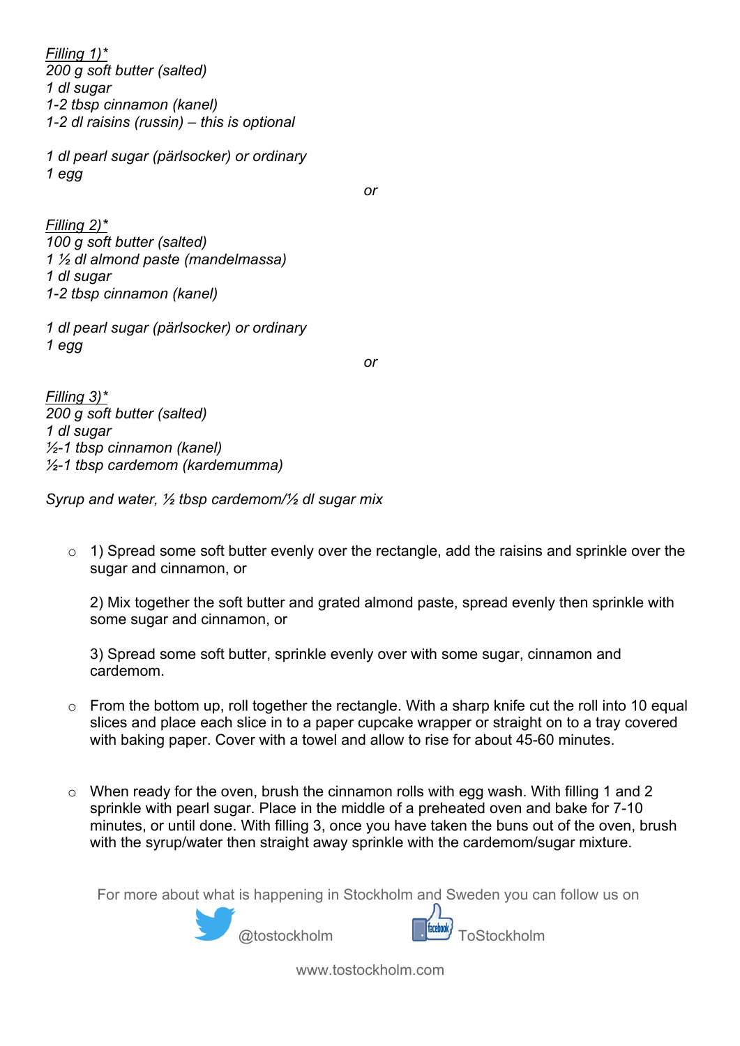*<u>Filling 1)*</u>*
*200 g soft butter (salted)*
*1 dl sugar*
*1-2 tbsp cinnamon (kanel)*
*1-2 dl raisins (russin) – this is optional*

*1 dl pearl sugar (pärlsocker) or ordinary*
*1 egg*

*or*

*<u>Filling 2)*</u>*
*100 g soft butter (salted)*
*1 ½ dl almond paste (mandelmassa)*
*1 dl sugar*
*1-2 tbsp cinnamon (kanel)*

*1 dl pearl sugar (pärlsocker) or ordinary*
*1 egg*

*or*

*<u>Filling 3)*</u>*
*200 g soft butter (salted)*
*1 dl sugar*
*½-1 tbsp cinnamon (kanel)*
*½-1 tbsp cardemom (kardemumma)*

*Syrup and water, ½ tbsp cardemom/½ dl sugar mix*

- 1) Spread some soft butter evenly over the rectangle, add the raisins and sprinkle over the sugar and cinnamon, or

  2) Mix together the soft butter and grated almond paste, spread evenly then sprinkle with some sugar and cinnamon, or

  3) Spread some soft butter, sprinkle evenly over with some sugar, cinnamon and cardemom.

- From the bottom up, roll together the rectangle. With a sharp knife cut the roll into 10 equal slices and place each slice in to a paper cupcake wrapper or straight on to a tray covered with baking paper. Cover with a towel and allow to rise for about 45-60 minutes.

- When ready for the oven, brush the cinnamon rolls with egg wash. With filling 1 and 2 sprinkle with pearl sugar. Place in the middle of a preheated oven and bake for 7-10 minutes, or until done. With filling 3, once you have taken the buns out of the oven, brush with the syrup/water then straight away sprinkle with the cardemom/sugar mixture.

For more about what is happening in Stockholm and Sweden you can follow us on

@tostockholm ToStockholm

www.tostockholm.com